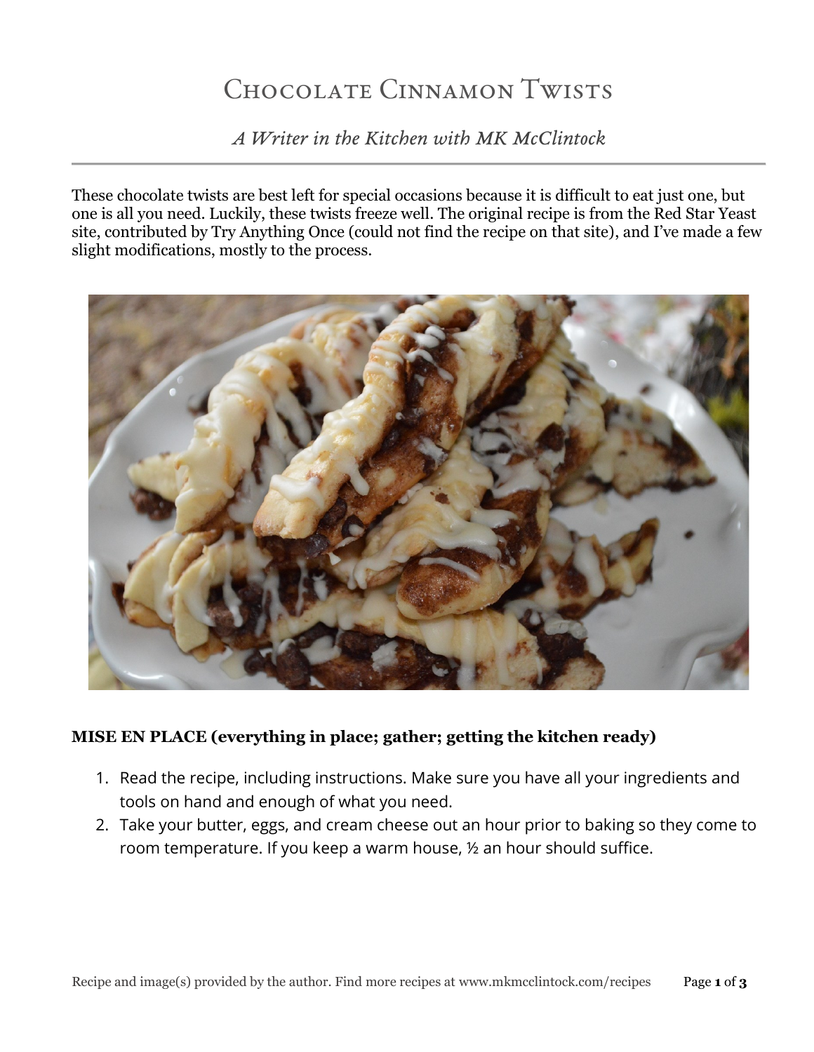# Chocolate Cinnamon Twists

*A Writer in the Kitchen with MK McClintock*

These chocolate twists are best left for special occasions because it is difficult to eat just one, but one is all you need. Luckily, these twists freeze well. The original recipe is from the Red Star Yeast site, contributed by Try Anything Once (could not find the recipe on that site), and I've made a few slight modifications, mostly to the process.

**MISE EN PLACE (everything in place; gather; getting the kitchen ready)**

1. Read the recipe, including instructions. Make sure you have all your ingredients and tools on hand and enough of what you need.
2. Take your butter, eggs, and cream cheese out an hour prior to baking so they come to room temperature. If you keep a warm house, ½ an hour should suffice.

Recipe and image(s) provided by the author. Find more recipes at www.mkmcclintock.com/recipes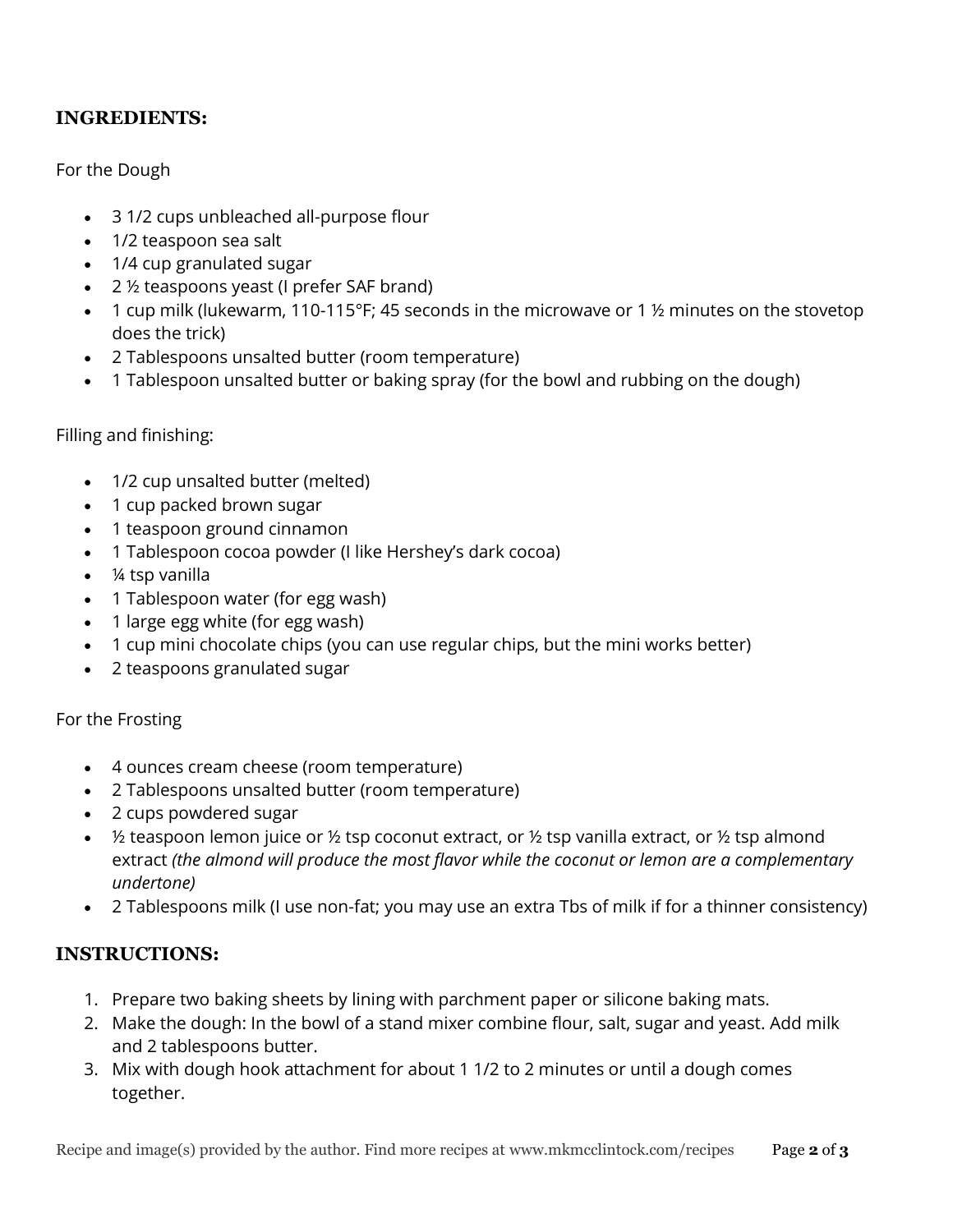## INGREDIENTS:

For the Dough

- 3 1/2 cups unbleached all-purpose flour
- 1/2 teaspoon sea salt
- 1/4 cup granulated sugar
- 2 ½ teaspoons yeast (I prefer SAF brand)
- 1 cup milk (lukewarm, 110-115°F; 45 seconds in the microwave or 1 ½ minutes on the stovetop does the trick)
- 2 Tablespoons unsalted butter (room temperature)
- 1 Tablespoon unsalted butter or baking spray (for the bowl and rubbing on the dough)

Filling and finishing:

- 1/2 cup unsalted butter (melted)
- 1 cup packed brown sugar
- 1 teaspoon ground cinnamon
- 1 Tablespoon cocoa powder (I like Hershey's dark cocoa)
- ¼ tsp vanilla
- 1 Tablespoon water (for egg wash)
- 1 large egg white (for egg wash)
- 1 cup mini chocolate chips (you can use regular chips, but the mini works better)
- 2 teaspoons granulated sugar

For the Frosting

- 4 ounces cream cheese (room temperature)
- 2 Tablespoons unsalted butter (room temperature)
- 2 cups powdered sugar
- ½ teaspoon lemon juice or ½ tsp coconut extract, or ½ tsp vanilla extract, or ½ tsp almond extract *(the almond will produce the most flavor while the coconut or lemon are a complementary undertone)*
- 2 Tablespoons milk (I use non-fat; you may use an extra Tbs of milk if for a thinner consistency)

## INSTRUCTIONS:

1. Prepare two baking sheets by lining with parchment paper or silicone baking mats.
2. Make the dough: In the bowl of a stand mixer combine flour, salt, sugar and yeast. Add milk and 2 tablespoons butter.
3. Mix with dough hook attachment for about 1 1/2 to 2 minutes or until a dough comes together.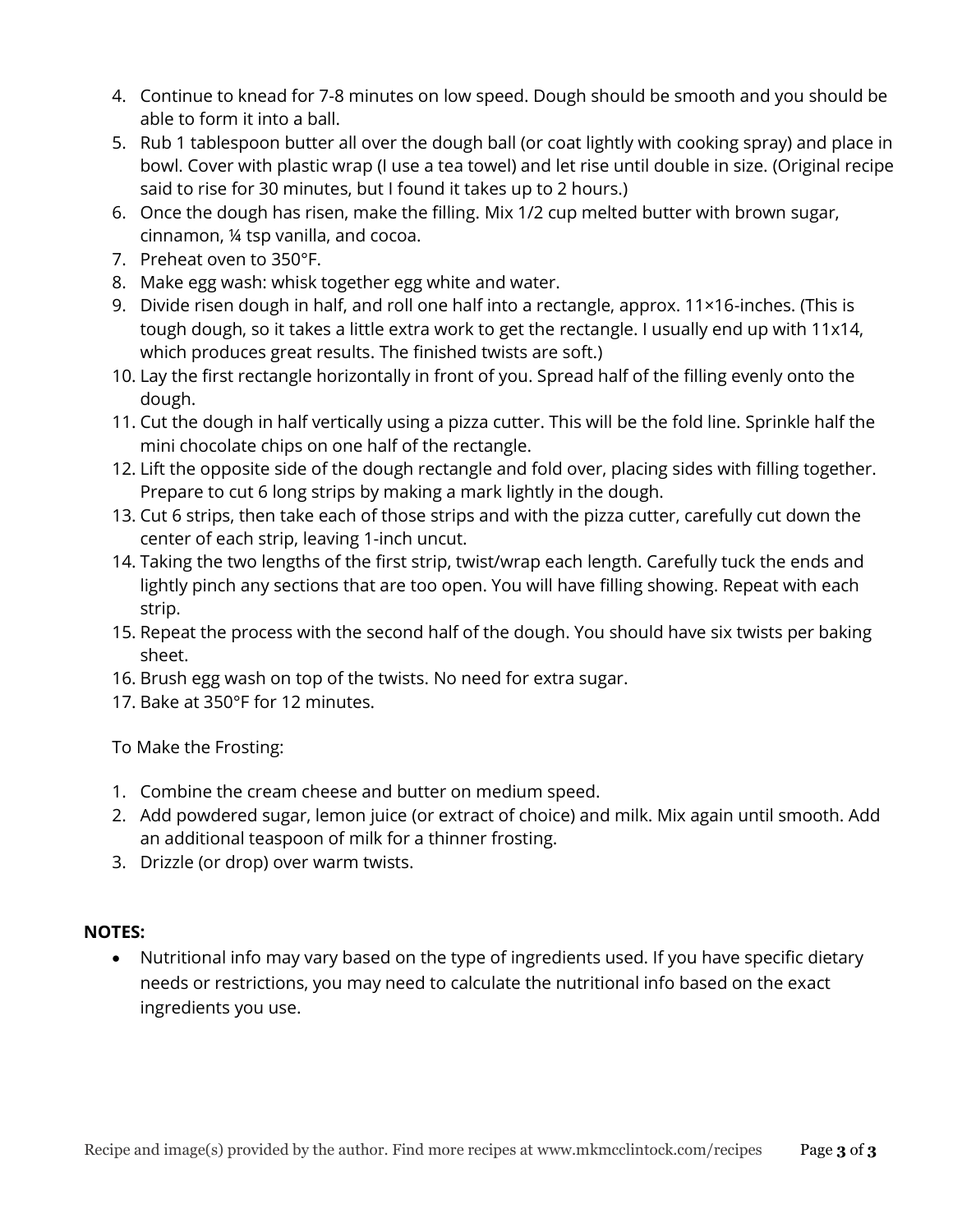4. Continue to knead for 7-8 minutes on low speed. Dough should be smooth and you should be able to form it into a ball.
5. Rub 1 tablespoon butter all over the dough ball (or coat lightly with cooking spray) and place in bowl. Cover with plastic wrap (I use a tea towel) and let rise until double in size. (Original recipe said to rise for 30 minutes, but I found it takes up to 2 hours.)
6. Once the dough has risen, make the filling. Mix 1/2 cup melted butter with brown sugar, cinnamon, ¼ tsp vanilla, and cocoa.
7. Preheat oven to 350°F.
8. Make egg wash: whisk together egg white and water.
9. Divide risen dough in half, and roll one half into a rectangle, approx. 11×16-inches. (This is tough dough, so it takes a little extra work to get the rectangle. I usually end up with 11x14, which produces great results. The finished twists are soft.)
10. Lay the first rectangle horizontally in front of you. Spread half of the filling evenly onto the dough.
11. Cut the dough in half vertically using a pizza cutter. This will be the fold line. Sprinkle half the mini chocolate chips on one half of the rectangle.
12. Lift the opposite side of the dough rectangle and fold over, placing sides with filling together. Prepare to cut 6 long strips by making a mark lightly in the dough.
13. Cut 6 strips, then take each of those strips and with the pizza cutter, carefully cut down the center of each strip, leaving 1-inch uncut.
14. Taking the two lengths of the first strip, twist/wrap each length. Carefully tuck the ends and lightly pinch any sections that are too open. You will have filling showing. Repeat with each strip.
15. Repeat the process with the second half of the dough. You should have six twists per baking sheet.
16. Brush egg wash on top of the twists. No need for extra sugar.
17. Bake at 350°F for 12 minutes.

To Make the Frosting:

1. Combine the cream cheese and butter on medium speed.
2. Add powdered sugar, lemon juice (or extract of choice) and milk. Mix again until smooth. Add an additional teaspoon of milk for a thinner frosting.
3. Drizzle (or drop) over warm twists.

**NOTES:**

- Nutritional info may vary based on the type of ingredients used. If you have specific dietary needs or restrictions, you may need to calculate the nutritional info based on the exact ingredients you use.